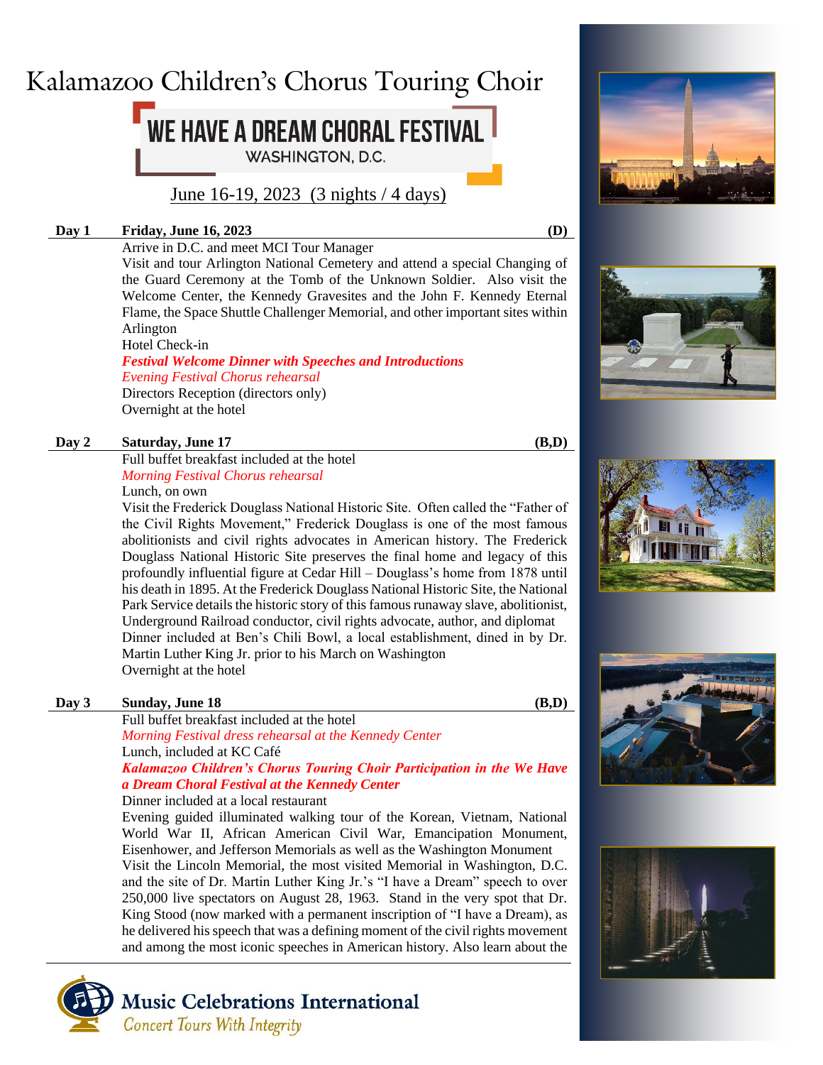# Kalamazoo Children's Chorus Touring Choir

## WE HAVE A DREAM CHORAL FESTIVAL

WASHINGTON, D.C.

June 16-19, 2023 (3 nights / 4 days)

**Day 1 Friday, June 16, 2023 (D)**

Arrive in D.C. and meet MCI Tour Manager

Visit and tour Arlington National Cemetery and attend a special Changing of the Guard Ceremony at the Tomb of the Unknown Soldier. Also visit the Welcome Center, the Kennedy Gravesites and the John F. Kennedy Eternal Flame, the Space Shuttle Challenger Memorial, and other important sites within Arlington

Hotel Check-in

***Festival Welcome Dinner with Speeches and Introductions***

*Evening Festival Chorus rehearsal*

Directors Reception (directors only)

Overnight at the hotel

**Day 2 Saturday, June 17 (B,D)**

Full buffet breakfast included at the hotel

*Morning Festival Chorus rehearsal*

Lunch, on own

Visit the Frederick Douglass National Historic Site. Often called the "Father of the Civil Rights Movement," Frederick Douglass is one of the most famous abolitionists and civil rights advocates in American history. The Frederick Douglass National Historic Site preserves the final home and legacy of this profoundly influential figure at Cedar Hill – Douglass's home from 1878 until his death in 1895. At the Frederick Douglass National Historic Site, the National Park Service details the historic story of this famous runaway slave, abolitionist, Underground Railroad conductor, civil rights advocate, author, and diplomat

Dinner included at Ben's Chili Bowl, a local establishment, dined in by Dr. Martin Luther King Jr. prior to his March on Washington

Overnight at the hotel

**Day 3 Sunday, June 18 (B,D)**

Full buffet breakfast included at the hotel

*Morning Festival dress rehearsal at the Kennedy Center*

Lunch, included at KC Café

***Kalamazoo Children's Chorus Touring Choir Participation in the We Have a Dream Choral Festival at the Kennedy Center***

Dinner included at a local restaurant

Evening guided illuminated walking tour of the Korean, Vietnam, National World War II, African American Civil War, Emancipation Monument, Eisenhower, and Jefferson Memorials as well as the Washington Monument

Visit the Lincoln Memorial, the most visited Memorial in Washington, D.C. and the site of Dr. Martin Luther King Jr.'s "I have a Dream" speech to over 250,000 live spectators on August 28, 1963. Stand in the very spot that Dr. King Stood (now marked with a permanent inscription of "I have a Dream), as he delivered his speech that was a defining moment of the civil rights movement and among the most iconic speeches in American history. Also learn about the

Music Celebrations International

*Concert Tours With Integrity*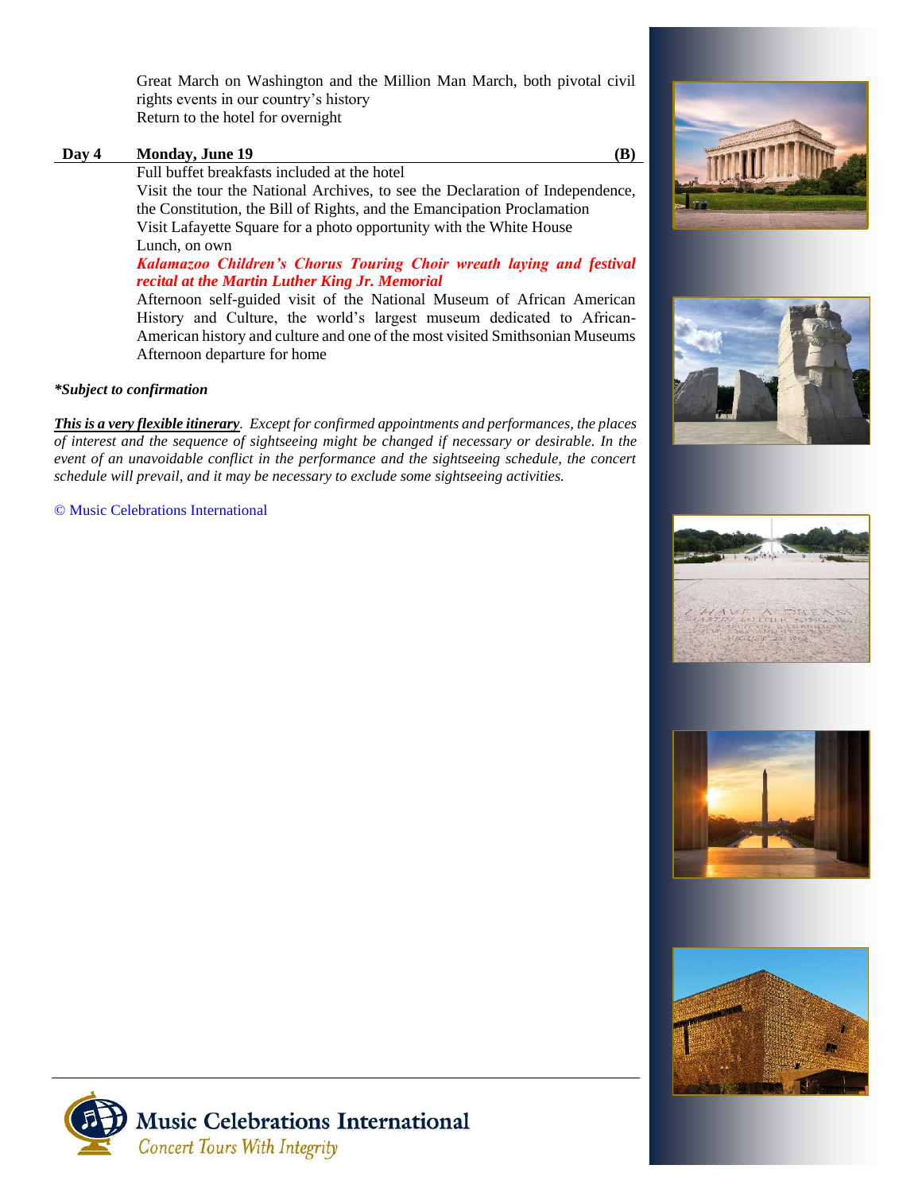Great March on Washington and the Million Man March, both pivotal civil rights events in our country's history
Return to the hotel for overnight

**Day 4 Monday, June 19 (B)**

Full buffet breakfasts included at the hotel
Visit the tour the National Archives, to see the Declaration of Independence, the Constitution, the Bill of Rights, and the Emancipation Proclamation
Visit Lafayette Square for a photo opportunity with the White House
Lunch, on own
***Kalamazoo Children's Chorus Touring Choir wreath laying and festival recital at the Martin Luther King Jr. Memorial***
Afternoon self-guided visit of the National Museum of African American History and Culture, the world's largest museum dedicated to African-American history and culture and one of the most visited Smithsonian Museums
Afternoon departure for home

***Subject to confirmation**

***This is a very flexible itinerary**. Except for confirmed appointments and performances, the places of interest and the sequence of sightseeing might be changed if necessary or desirable. In the event of an unavoidable conflict in the performance and the sightseeing schedule, the concert schedule will prevail, and it may be necessary to exclude some sightseeing activities.*

© Music Celebrations International

Music Celebrations International
*Concert Tours With Integrity*